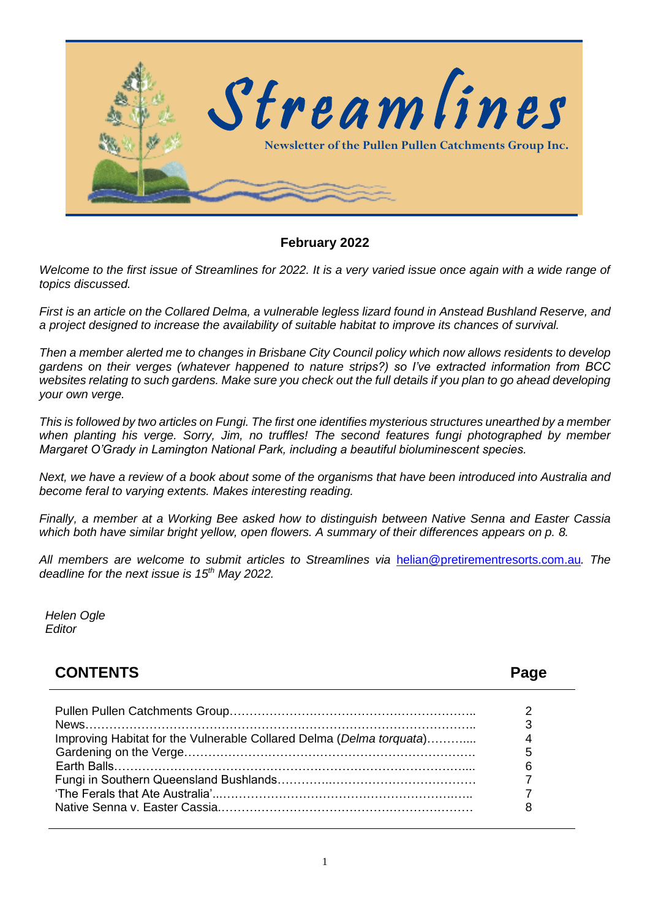# Streamlines

Newsletter of the Pullen Pullen Catchments Group Inc.

**February 2022**

*Welcome to the first issue of Streamlines for 2022. It is a very varied issue once again with a wide range of topics discussed.*

*First is an article on the Collared Delma, a vulnerable legless lizard found in Anstead Bushland Reserve, and a project designed to increase the availability of suitable habitat to improve its chances of survival.*

*Then a member alerted me to changes in Brisbane City Council policy which now allows residents to develop gardens on their verges (whatever happened to nature strips?) so I've extracted information from BCC websites relating to such gardens. Make sure you check out the full details if you plan to go ahead developing your own verge.*

*This is followed by two articles on Fungi. The first one identifies mysterious structures unearthed by a member when planting his verge. Sorry, Jim, no truffles! The second features fungi photographed by member Margaret O'Grady in Lamington National Park, including a beautiful bioluminescent species.*

*Next, we have a review of a book about some of the organisms that have been introduced into Australia and become feral to varying extents. Makes interesting reading.*

*Finally, a member at a Working Bee asked how to distinguish between Native Senna and Easter Cassia which both have similar bright yellow, open flowers. A summary of their differences appears on p. 8.*

*All members are welcome to submit articles to Streamlines via* helian@pretirementresorts.com.au*. The deadline for the next issue is 15th May 2022.*

*Helen Ogle*
*Editor*

## CONTENTS

| | Page |
|---|---|
| Pullen Pullen Catchments Group | 2 |
| News | 3 |
| Improving Habitat for the Vulnerable Collared Delma (*Delma torquata*) | 4 |
| Gardening on the Verge | 5 |
| Earth Balls | 6 |
| Fungi in Southern Queensland Bushlands | 7 |
| 'The Ferals that Ate Australia' | 7 |
| Native Senna v. Easter Cassia | 8 |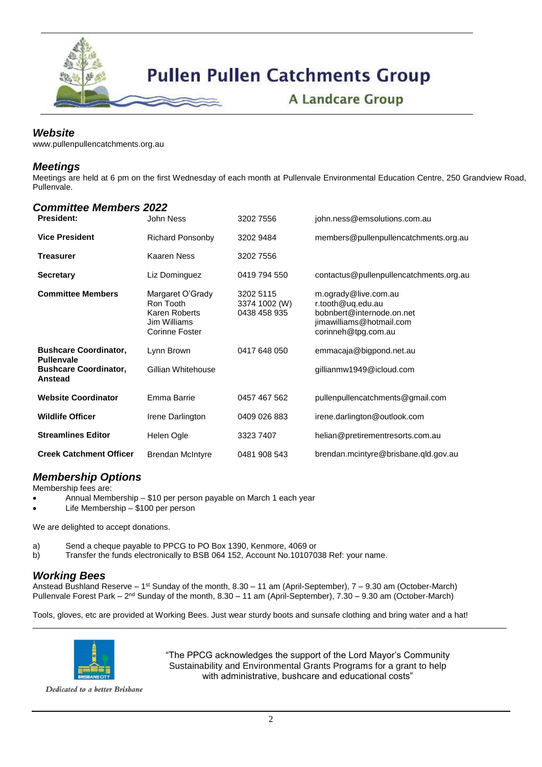# Pullen Pullen Catchments Group

## A Landcare Group

### *Website*

www.pullenpullencatchments.org.au

### *Meetings*

Meetings are held at 6 pm on the first Wednesday of each month at Pullenvale Environmental Education Centre, 250 Grandview Road, Pullenvale.

### *Committee Members 2022*

| | | | |
|---|---|---|---|
| **President:** | John Ness | 3202 7556 | john.ness@emsolutions.com.au |
| **Vice President** | Richard Ponsonby | 3202 9484 | members@pullenpullencatchments.org.au |
| **Treasurer** | Kaaren Ness | 3202 7556 | |
| **Secretary** | Liz Dominguez | 0419 794 550 | contactus@pullenpullencatchments.org.au |
| **Committee Members** | Margaret O'Grady<br>Ron Tooth<br>Karen Roberts<br>Jim Williams<br>Corinne Foster | 3202 5115<br>3374 1002 (W)<br>0438 458 935 | m.ogrady@live.com.au<br>r.tooth@uq.edu.au<br>bobnbert@internode.on.net<br>jimawilliams@hotmail.com<br>corinneh@tpg.com.au |
| **Bushcare Coordinator, Pullenvale** | Lynn Brown | 0417 648 050 | emmacaja@bigpond.net.au |
| **Bushcare Coordinator, Anstead** | Gillian Whitehouse | | gillianmw1949@icloud.com |
| **Website Coordinator** | Emma Barrie | 0457 467 562 | pullenpullencatchments@gmail.com |
| **Wildlife Officer** | Irene Darlington | 0409 026 883 | irene.darlington@outlook.com |
| **Streamlines Editor** | Helen Ogle | 3323 7407 | helian@pretirementresorts.com.au |
| **Creek Catchment Officer** | Brendan McIntyre | 0481 908 543 | brendan.mcintyre@brisbane.qld.gov.au |

### *Membership Options*

Membership fees are:

- Annual Membership – $10 per person payable on March 1 each year
- Life Membership – $100 per person

We are delighted to accept donations.

a) Send a cheque payable to PPCG to PO Box 1390, Kenmore, 4069 or
b) Transfer the funds electronically to BSB 064 152, Account No.10107038 Ref: your name.

### *Working Bees*

Anstead Bushland Reserve – 1st Sunday of the month, 8.30 – 11 am (April-September), 7 – 9.30 am (October-March)
Pullenvale Forest Park – 2nd Sunday of the month, 8.30 – 11 am (April-September), 7.30 – 9.30 am (October-March)

Tools, gloves, etc are provided at Working Bees. Just wear sturdy boots and sunsafe clothing and bring water and a hat!

---

BRISBANE CITY

*Dedicated to a better Brisbane*

"The PPCG acknowledges the support of the Lord Mayor's Community Sustainability and Environmental Grants Programs for a grant to help with administrative, bushcare and educational costs"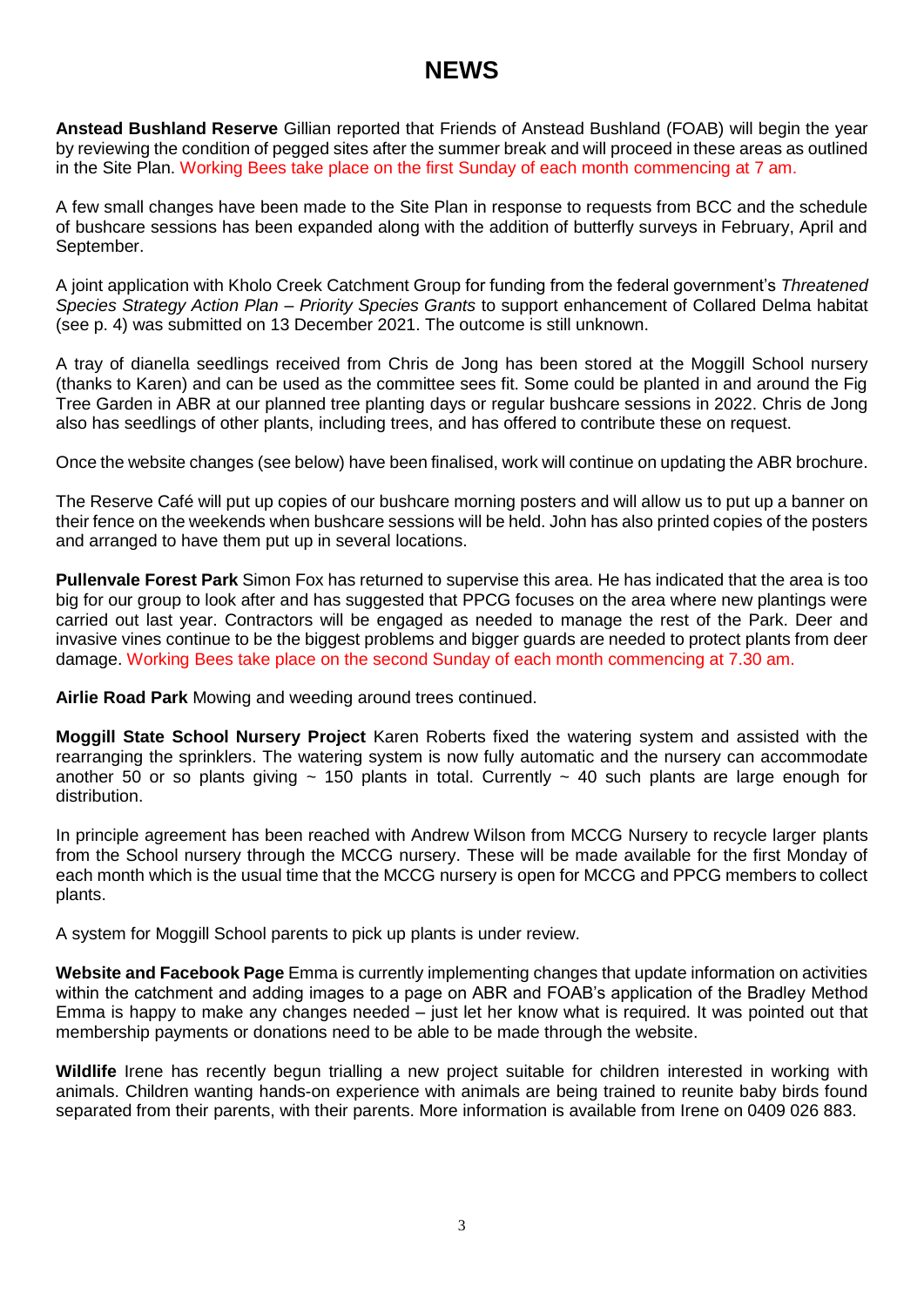# NEWS

**Anstead Bushland Reserve** Gillian reported that Friends of Anstead Bushland (FOAB) will begin the year by reviewing the condition of pegged sites after the summer break and will proceed in these areas as outlined in the Site Plan. Working Bees take place on the first Sunday of each month commencing at 7 am.

A few small changes have been made to the Site Plan in response to requests from BCC and the schedule of bushcare sessions has been expanded along with the addition of butterfly surveys in February, April and September.

A joint application with Kholo Creek Catchment Group for funding from the federal government's *Threatened Species Strategy Action Plan – Priority Species Grants* to support enhancement of Collared Delma habitat (see p. 4) was submitted on 13 December 2021. The outcome is still unknown.

A tray of dianella seedlings received from Chris de Jong has been stored at the Moggill School nursery (thanks to Karen) and can be used as the committee sees fit. Some could be planted in and around the Fig Tree Garden in ABR at our planned tree planting days or regular bushcare sessions in 2022. Chris de Jong also has seedlings of other plants, including trees, and has offered to contribute these on request.

Once the website changes (see below) have been finalised, work will continue on updating the ABR brochure.

The Reserve Café will put up copies of our bushcare morning posters and will allow us to put up a banner on their fence on the weekends when bushcare sessions will be held. John has also printed copies of the posters and arranged to have them put up in several locations.

**Pullenvale Forest Park** Simon Fox has returned to supervise this area. He has indicated that the area is too big for our group to look after and has suggested that PPCG focuses on the area where new plantings were carried out last year. Contractors will be engaged as needed to manage the rest of the Park. Deer and invasive vines continue to be the biggest problems and bigger guards are needed to protect plants from deer damage. Working Bees take place on the second Sunday of each month commencing at 7.30 am.

**Airlie Road Park** Mowing and weeding around trees continued.

**Moggill State School Nursery Project** Karen Roberts fixed the watering system and assisted with the rearranging the sprinklers. The watering system is now fully automatic and the nursery can accommodate another 50 or so plants giving ~ 150 plants in total. Currently ~ 40 such plants are large enough for distribution.

In principle agreement has been reached with Andrew Wilson from MCCG Nursery to recycle larger plants from the School nursery through the MCCG nursery. These will be made available for the first Monday of each month which is the usual time that the MCCG nursery is open for MCCG and PPCG members to collect plants.

A system for Moggill School parents to pick up plants is under review.

**Website and Facebook Page** Emma is currently implementing changes that update information on activities within the catchment and adding images to a page on ABR and FOAB's application of the Bradley Method Emma is happy to make any changes needed – just let her know what is required. It was pointed out that membership payments or donations need to be able to be made through the website.

**Wildlife** Irene has recently begun trialling a new project suitable for children interested in working with animals. Children wanting hands-on experience with animals are being trained to reunite baby birds found separated from their parents, with their parents. More information is available from Irene on 0409 026 883.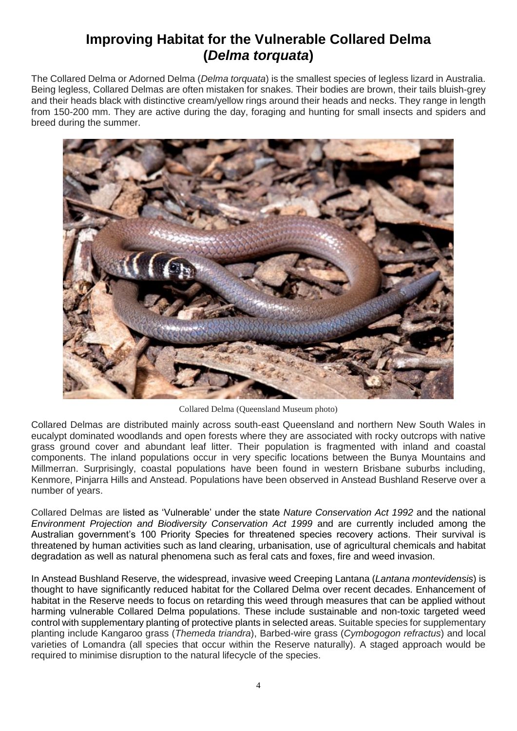# Improving Habitat for the Vulnerable Collared Delma (*Delma torquata*)

The Collared Delma or Adorned Delma (*Delma torquata*) is the smallest species of legless lizard in Australia. Being legless, Collared Delmas are often mistaken for snakes. Their bodies are brown, their tails bluish-grey and their heads black with distinctive cream/yellow rings around their heads and necks. They range in length from 150-200 mm. They are active during the day, foraging and hunting for small insects and spiders and breed during the summer.

Collared Delma (Queensland Museum photo)

Collared Delmas are distributed mainly across south-east Queensland and northern New South Wales in eucalypt dominated woodlands and open forests where they are associated with rocky outcrops with native grass ground cover and abundant leaf litter. Their population is fragmented with inland and coastal components. The inland populations occur in very specific locations between the Bunya Mountains and Millmerran. Surprisingly, coastal populations have been found in western Brisbane suburbs including, Kenmore, Pinjarra Hills and Anstead. Populations have been observed in Anstead Bushland Reserve over a number of years.

Collared Delmas are listed as 'Vulnerable' under the state *Nature Conservation Act 1992* and the national *Environment Projection and Biodiversity Conservation Act 1999* and are currently included among the Australian government's 100 Priority Species for threatened species recovery actions. Their survival is threatened by human activities such as land clearing, urbanisation, use of agricultural chemicals and habitat degradation as well as natural phenomena such as feral cats and foxes, fire and weed invasion.

In Anstead Bushland Reserve, the widespread, invasive weed Creeping Lantana (*Lantana montevidensis*) is thought to have significantly reduced habitat for the Collared Delma over recent decades. Enhancement of habitat in the Reserve needs to focus on retarding this weed through measures that can be applied without harming vulnerable Collared Delma populations. These include sustainable and non-toxic targeted weed control with supplementary planting of protective plants in selected areas. Suitable species for supplementary planting include Kangaroo grass (*Themeda triandra*), Barbed-wire grass (*Cymbogogon refractus*) and local varieties of Lomandra (all species that occur within the Reserve naturally). A staged approach would be required to minimise disruption to the natural lifecycle of the species.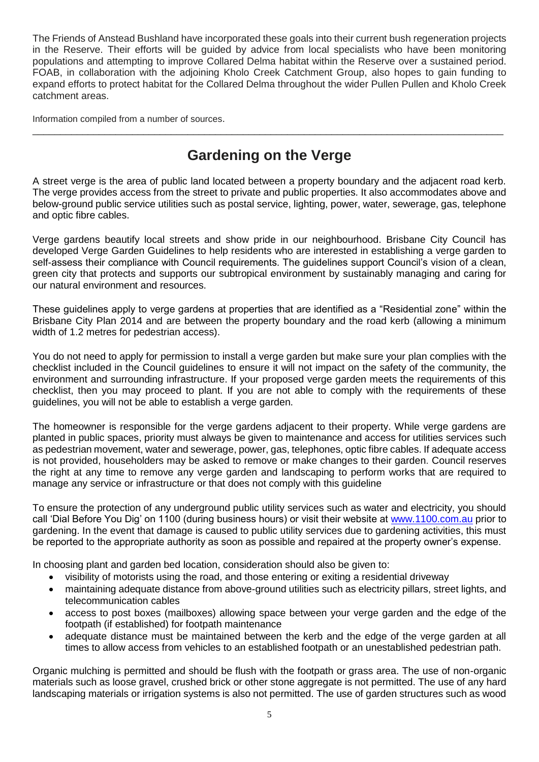The Friends of Anstead Bushland have incorporated these goals into their current bush regeneration projects in the Reserve. Their efforts will be guided by advice from local specialists who have been monitoring populations and attempting to improve Collared Delma habitat within the Reserve over a sustained period. FOAB, in collaboration with the adjoining Kholo Creek Catchment Group, also hopes to gain funding to expand efforts to protect habitat for the Collared Delma throughout the wider Pullen Pullen and Kholo Creek catchment areas.

Information compiled from a number of sources.

---

# Gardening on the Verge

A street verge is the area of public land located between a property boundary and the adjacent road kerb. The verge provides access from the street to private and public properties. It also accommodates above and below-ground public service utilities such as postal service, lighting, power, water, sewerage, gas, telephone and optic fibre cables.

Verge gardens beautify local streets and show pride in our neighbourhood. Brisbane City Council has developed Verge Garden Guidelines to help residents who are interested in establishing a verge garden to self-assess their compliance with Council requirements. The guidelines support Council's vision of a clean, green city that protects and supports our subtropical environment by sustainably managing and caring for our natural environment and resources.

These guidelines apply to verge gardens at properties that are identified as a "Residential zone" within the Brisbane City Plan 2014 and are between the property boundary and the road kerb (allowing a minimum width of 1.2 metres for pedestrian access).

You do not need to apply for permission to install a verge garden but make sure your plan complies with the checklist included in the Council guidelines to ensure it will not impact on the safety of the community, the environment and surrounding infrastructure. If your proposed verge garden meets the requirements of this checklist, then you may proceed to plant. If you are not able to comply with the requirements of these guidelines, you will not be able to establish a verge garden.

The homeowner is responsible for the verge gardens adjacent to their property. While verge gardens are planted in public spaces, priority must always be given to maintenance and access for utilities services such as pedestrian movement, water and sewerage, power, gas, telephones, optic fibre cables. If adequate access is not provided, householders may be asked to remove or make changes to their garden. Council reserves the right at any time to remove any verge garden and landscaping to perform works that are required to manage any service or infrastructure or that does not comply with this guideline

To ensure the protection of any underground public utility services such as water and electricity, you should call 'Dial Before You Dig' on 1100 (during business hours) or visit their website at www.1100.com.au prior to gardening. In the event that damage is caused to public utility services due to gardening activities, this must be reported to the appropriate authority as soon as possible and repaired at the property owner's expense.

In choosing plant and garden bed location, consideration should also be given to:

- visibility of motorists using the road, and those entering or exiting a residential driveway
- maintaining adequate distance from above-ground utilities such as electricity pillars, street lights, and telecommunication cables
- access to post boxes (mailboxes) allowing space between your verge garden and the edge of the footpath (if established) for footpath maintenance
- adequate distance must be maintained between the kerb and the edge of the verge garden at all times to allow access from vehicles to an established footpath or an unestablished pedestrian path.

Organic mulching is permitted and should be flush with the footpath or grass area. The use of non-organic materials such as loose gravel, crushed brick or other stone aggregate is not permitted. The use of any hard landscaping materials or irrigation systems is also not permitted. The use of garden structures such as wood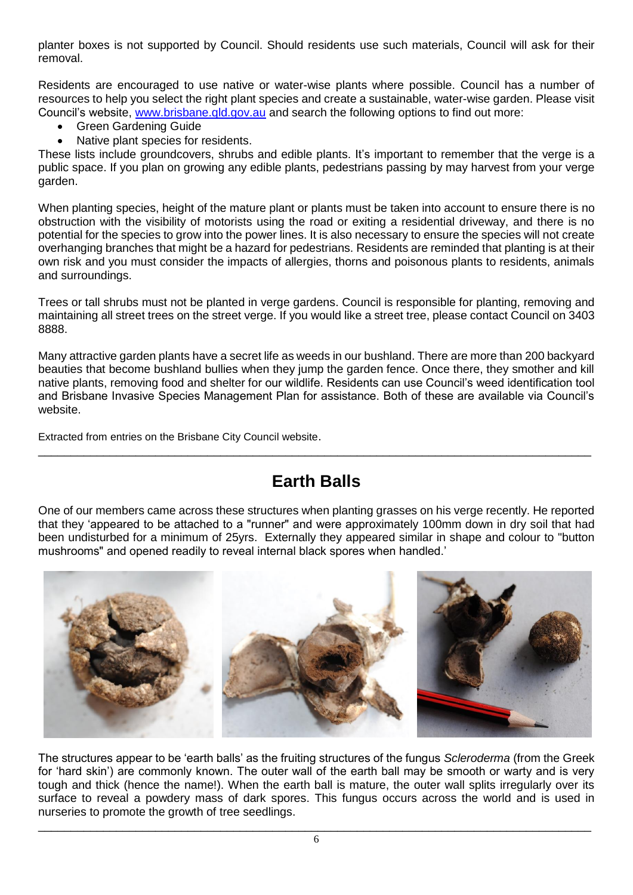planter boxes is not supported by Council. Should residents use such materials, Council will ask for their removal.

Residents are encouraged to use native or water-wise plants where possible. Council has a number of resources to help you select the right plant species and create a sustainable, water-wise garden. Please visit Council's website, [www.brisbane.qld.gov.au](http://www.brisbane.qld.gov.au) and search the following options to find out more:

- Green Gardening Guide
- Native plant species for residents.

These lists include groundcovers, shrubs and edible plants. It's important to remember that the verge is a public space. If you plan on growing any edible plants, pedestrians passing by may harvest from your verge garden.

When planting species, height of the mature plant or plants must be taken into account to ensure there is no obstruction with the visibility of motorists using the road or exiting a residential driveway, and there is no potential for the species to grow into the power lines. It is also necessary to ensure the species will not create overhanging branches that might be a hazard for pedestrians. Residents are reminded that planting is at their own risk and you must consider the impacts of allergies, thorns and poisonous plants to residents, animals and surroundings.

Trees or tall shrubs must not be planted in verge gardens. Council is responsible for planting, removing and maintaining all street trees on the street verge. If you would like a street tree, please contact Council on 3403 8888.

Many attractive garden plants have a secret life as weeds in our bushland. There are more than 200 backyard beauties that become bushland bullies when they jump the garden fence. Once there, they smother and kill native plants, removing food and shelter for our wildlife. Residents can use Council's weed identification tool and Brisbane Invasive Species Management Plan for assistance. Both of these are available via Council's website.

Extracted from entries on the Brisbane City Council website.

---

## Earth Balls

One of our members came across these structures when planting grasses on his verge recently. He reported that they 'appeared to be attached to a "runner" and were approximately 100mm down in dry soil that had been undisturbed for a minimum of 25yrs. Externally they appeared similar in shape and colour to "button mushrooms" and opened readily to reveal internal black spores when handled.'

The structures appear to be 'earth balls' as the fruiting structures of the fungus *Scleroderma* (from the Greek for 'hard skin') are commonly known. The outer wall of the earth ball may be smooth or warty and is very tough and thick (hence the name!). When the earth ball is mature, the outer wall splits irregularly over its surface to reveal a powdery mass of dark spores. This fungus occurs across the world and is used in nurseries to promote the growth of tree seedlings.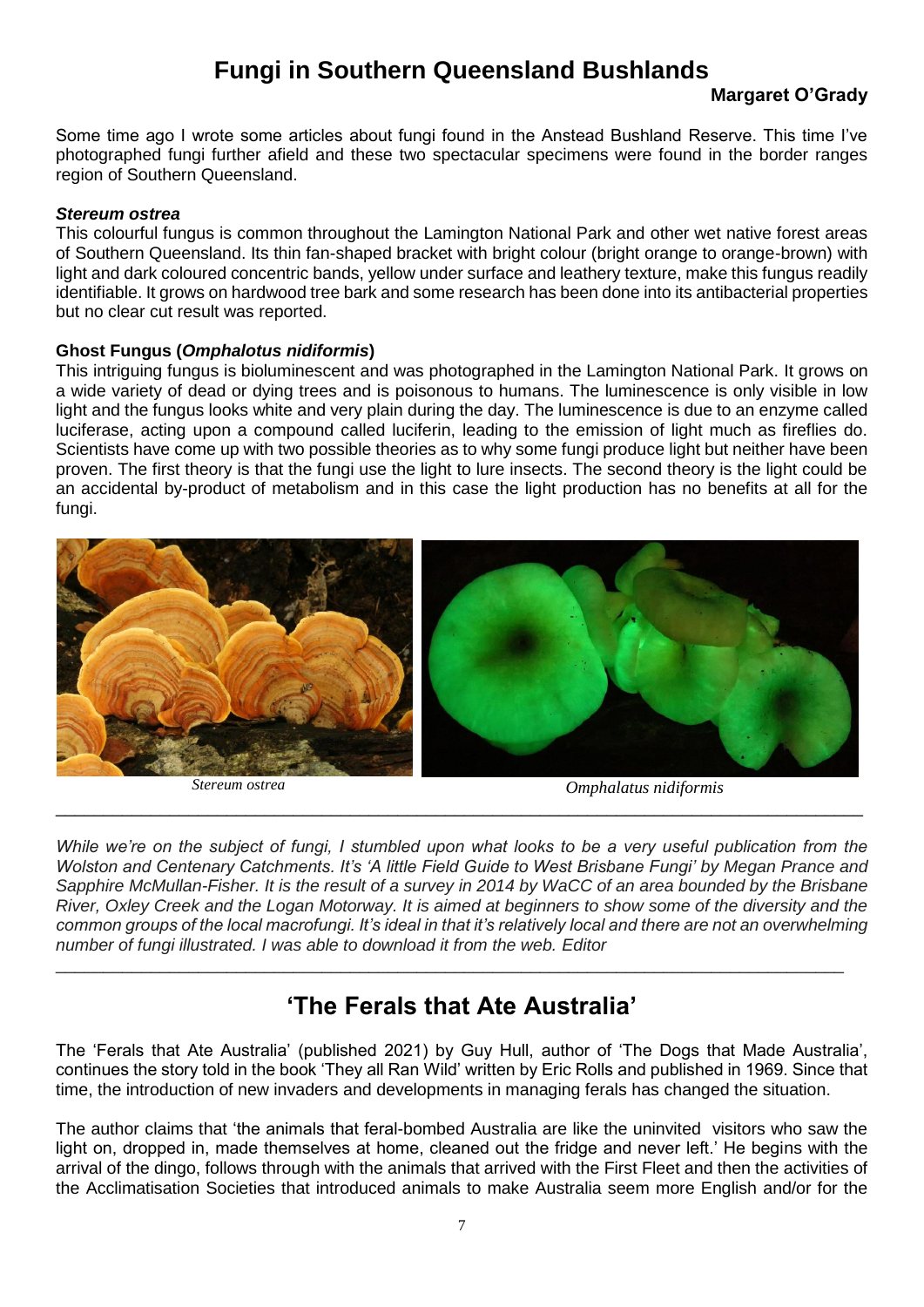# Fungi in Southern Queensland Bushlands

**Margaret O'Grady**

Some time ago I wrote some articles about fungi found in the Anstead Bushland Reserve. This time I've photographed fungi further afield and these two spectacular specimens were found in the border ranges region of Southern Queensland.

***Stereum ostrea***

This colourful fungus is common throughout the Lamington National Park and other wet native forest areas of Southern Queensland. Its thin fan-shaped bracket with bright colour (bright orange to orange-brown) with light and dark coloured concentric bands, yellow under surface and leathery texture, make this fungus readily identifiable. It grows on hardwood tree bark and some research has been done into its antibacterial properties but no clear cut result was reported.

**Ghost Fungus (*Omphalotus nidiformis*)**

This intriguing fungus is bioluminescent and was photographed in the Lamington National Park. It grows on a wide variety of dead or dying trees and is poisonous to humans. The luminescence is only visible in low light and the fungus looks white and very plain during the day. The luminescence is due to an enzyme called luciferase, acting upon a compound called luciferin, leading to the emission of light much as fireflies do. Scientists have come up with two possible theories as to why some fungi produce light but neither have been proven. The first theory is that the fungi use the light to lure insects. The second theory is the light could be an accidental by-product of metabolism and in this case the light production has no benefits at all for the fungi.

*Stereum ostrea*

*Omphalatus nidiformis*

---

*While we're on the subject of fungi, I stumbled upon what looks to be a very useful publication from the Wolston and Centenary Catchments. It's 'A little Field Guide to West Brisbane Fungi' by Megan Prance and Sapphire McMullan-Fisher. It is the result of a survey in 2014 by WaCC of an area bounded by the Brisbane River, Oxley Creek and the Logan Motorway. It is aimed at beginners to show some of the diversity and the common groups of the local macrofungi. It's ideal in that it's relatively local and there are not an overwhelming number of fungi illustrated. I was able to download it from the web. Editor*

---

# 'The Ferals that Ate Australia'

The 'Ferals that Ate Australia' (published 2021) by Guy Hull, author of 'The Dogs that Made Australia', continues the story told in the book 'They all Ran Wild' written by Eric Rolls and published in 1969. Since that time, the introduction of new invaders and developments in managing ferals has changed the situation.

The author claims that 'the animals that feral-bombed Australia are like the uninvited visitors who saw the light on, dropped in, made themselves at home, cleaned out the fridge and never left.' He begins with the arrival of the dingo, follows through with the animals that arrived with the First Fleet and then the activities of the Acclimatisation Societies that introduced animals to make Australia seem more English and/or for the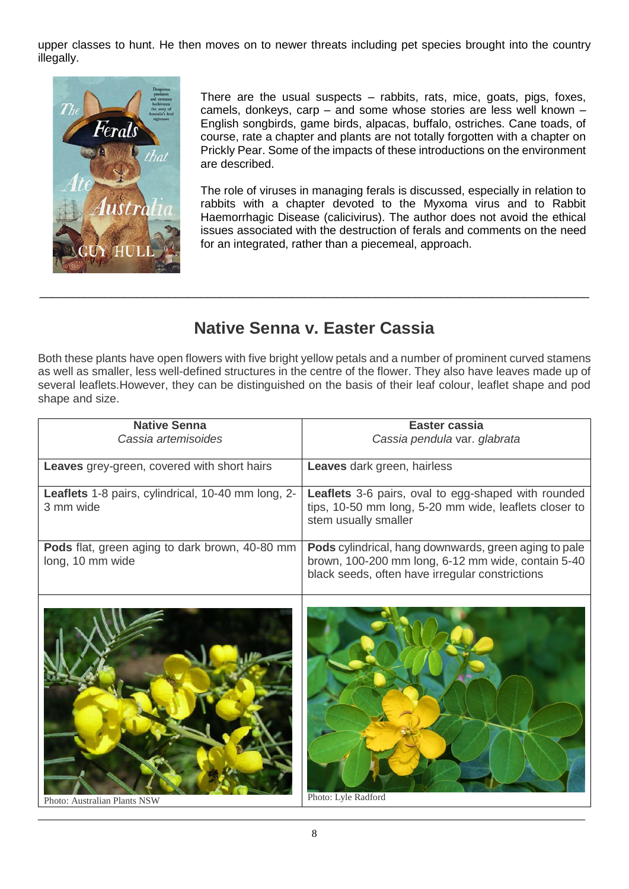upper classes to hunt. He then moves on to newer threats including pet species brought into the country illegally.

There are the usual suspects – rabbits, rats, mice, goats, pigs, foxes, camels, donkeys, carp – and some whose stories are less well known – English songbirds, game birds, alpacas, buffalo, ostriches. Cane toads, of course, rate a chapter and plants are not totally forgotten with a chapter on Prickly Pear. Some of the impacts of these introductions on the environment are described.

The role of viruses in managing ferals is discussed, especially in relation to rabbits with a chapter devoted to the Myxoma virus and to Rabbit Haemorrhagic Disease (calicivirus). The author does not avoid the ethical issues associated with the destruction of ferals and comments on the need for an integrated, rather than a piecemeal, approach.

---

## Native Senna v. Easter Cassia

Both these plants have open flowers with five bright yellow petals and a number of prominent curved stamens as well as smaller, less well-defined structures in the centre of the flower. They also have leaves made up of several leaflets.However, they can be distinguished on the basis of their leaf colour, leaflet shape and pod shape and size.

| **Native Senna**<br>*Cassia artemisoides* | **Easter cassia**<br>*Cassia pendula* var. *glabrata* |
|---|---|
| **Leaves** grey-green, covered with short hairs | **Leaves** dark green, hairless |
| **Leaflets** 1-8 pairs, cylindrical, 10-40 mm long, 2-3 mm wide | **Leaflets** 3-6 pairs, oval to egg-shaped with rounded tips, 10-50 mm long, 5-20 mm wide, leaflets closer to stem usually smaller |
| **Pods** flat, green aging to dark brown, 40-80 mm long, 10 mm wide | **Pods** cylindrical, hang downwards, green aging to pale brown, 100-200 mm long, 6-12 mm wide, contain 5-40 black seeds, often have irregular constrictions |
| Photo: Australian Plants NSW | Photo: Lyle Radford |